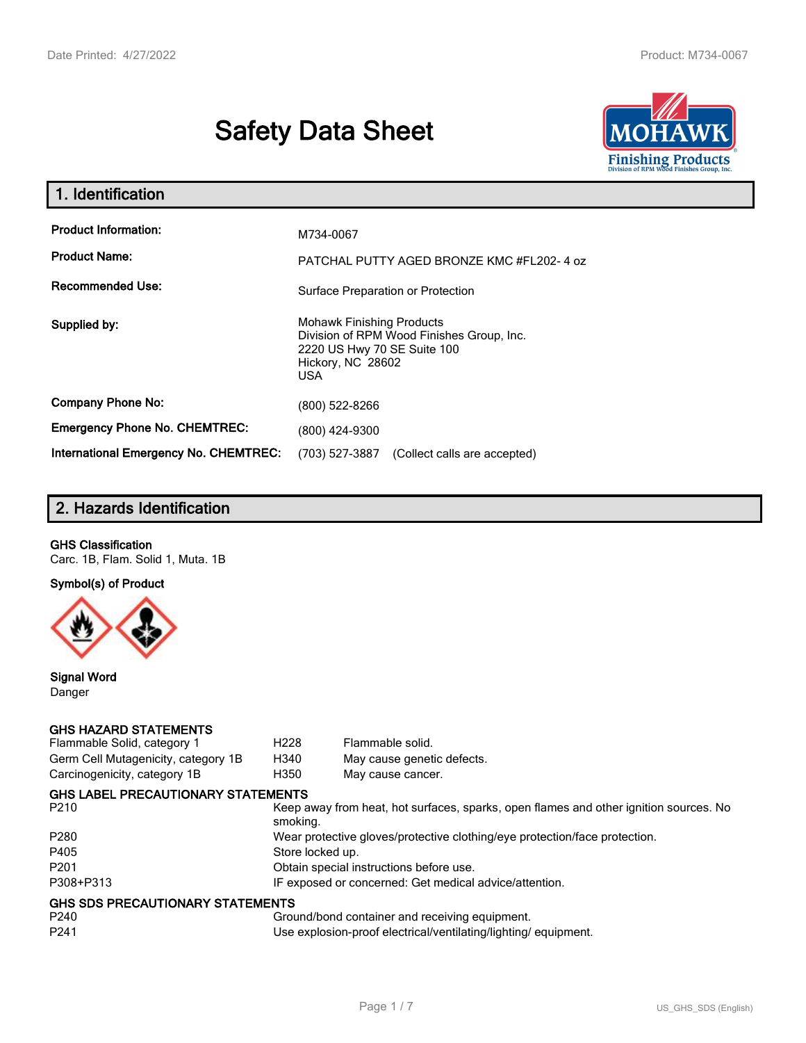# Safety Data Sheet

## 1. Identification

| | |
|---|---|
| **Product Information:** | M734-0067 |
| **Product Name:** | PATCHAL PUTTY AGED BRONZE KMC #FL202- 4 oz |
| **Recommended Use:** | Surface Preparation or Protection |
| **Supplied by:** | Mohawk Finishing Products<br>Division of RPM Wood Finishes Group, Inc.<br>2220 US Hwy 70 SE Suite 100<br>Hickory, NC 28602<br>USA |
| **Company Phone No:** | (800) 522-8266 |
| **Emergency Phone No. CHEMTREC:** | (800) 424-9300 |
| **International Emergency No. CHEMTREC:** | (703) 527-3887 (Collect calls are accepted) |

## 2. Hazards Identification

**GHS Classification**

Carc. 1B, Flam. Solid 1, Muta. 1B

**Symbol(s) of Product**

**Signal Word**

Danger

**GHS HAZARD STATEMENTS**

| | | |
|---|---|---|
| Flammable Solid, category 1 | H228 | Flammable solid. |
| Germ Cell Mutagenicity, category 1B | H340 | May cause genetic defects. |
| Carcinogenicity, category 1B | H350 | May cause cancer. |

**GHS LABEL PRECAUTIONARY STATEMENTS**

| | |
|---|---|
| P210 | Keep away from heat, hot surfaces, sparks, open flames and other ignition sources. No smoking. |
| P280 | Wear protective gloves/protective clothing/eye protection/face protection. |
| P405 | Store locked up. |
| P201 | Obtain special instructions before use. |
| P308+P313 | IF exposed or concerned: Get medical advice/attention. |

**GHS SDS PRECAUTIONARY STATEMENTS**

| | |
|---|---|
| P240 | Ground/bond container and receiving equipment. |
| P241 | Use explosion-proof electrical/ventilating/lighting/ equipment. |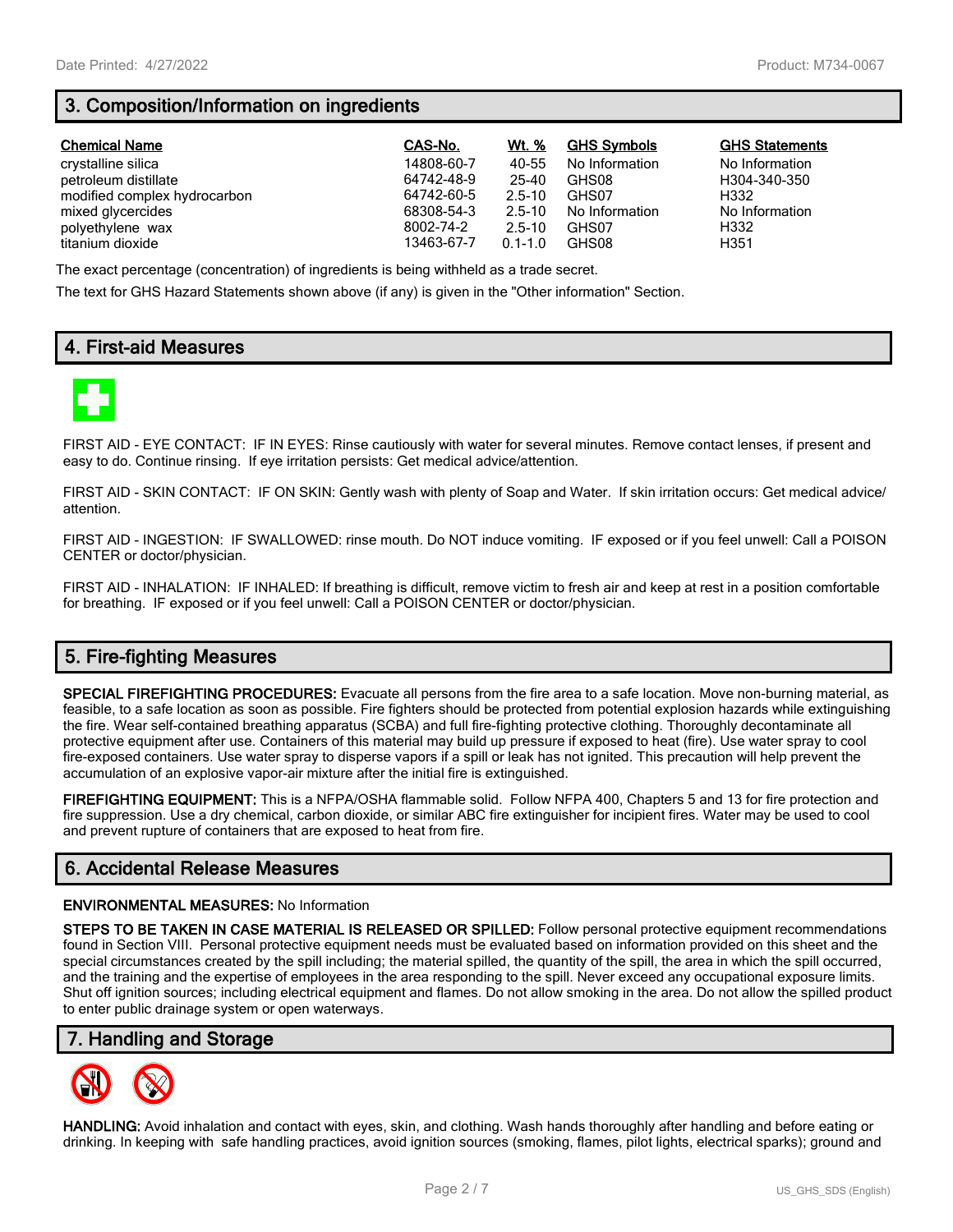## 3. Composition/Information on ingredients

| Chemical Name | CAS-No. | Wt. % | GHS Symbols | GHS Statements |
|---|---|---|---|---|
| crystalline silica | 14808-60-7 | 40-55 | No Information | No Information |
| petroleum distillate | 64742-48-9 | 25-40 | GHS08 | H304-340-350 |
| modified complex hydrocarbon | 64742-60-5 | 2.5-10 | GHS07 | H332 |
| mixed glycercides | 68308-54-3 | 2.5-10 | No Information | No Information |
| polyethylene wax | 8002-74-2 | 2.5-10 | GHS07 | H332 |
| titanium dioxide | 13463-67-7 | 0.1-1.0 | GHS08 | H351 |

The exact percentage (concentration) of ingredients is being withheld as a trade secret.

The text for GHS Hazard Statements shown above (if any) is given in the "Other information" Section.

## 4. First-aid Measures

FIRST AID - EYE CONTACT: IF IN EYES: Rinse cautiously with water for several minutes. Remove contact lenses, if present and easy to do. Continue rinsing. If eye irritation persists: Get medical advice/attention.

FIRST AID - SKIN CONTACT: IF ON SKIN: Gently wash with plenty of Soap and Water. If skin irritation occurs: Get medical advice/ attention.

FIRST AID - INGESTION: IF SWALLOWED: rinse mouth. Do NOT induce vomiting. IF exposed or if you feel unwell: Call a POISON CENTER or doctor/physician.

FIRST AID - INHALATION: IF INHALED: If breathing is difficult, remove victim to fresh air and keep at rest in a position comfortable for breathing. IF exposed or if you feel unwell: Call a POISON CENTER or doctor/physician.

## 5. Fire-fighting Measures

**SPECIAL FIREFIGHTING PROCEDURES:** Evacuate all persons from the fire area to a safe location. Move non-burning material, as feasible, to a safe location as soon as possible. Fire fighters should be protected from potential explosion hazards while extinguishing the fire. Wear self-contained breathing apparatus (SCBA) and full fire-fighting protective clothing. Thoroughly decontaminate all protective equipment after use. Containers of this material may build up pressure if exposed to heat (fire). Use water spray to cool fire-exposed containers. Use water spray to disperse vapors if a spill or leak has not ignited. This precaution will help prevent the accumulation of an explosive vapor-air mixture after the initial fire is extinguished.

**FIREFIGHTING EQUIPMENT:** This is a NFPA/OSHA flammable solid. Follow NFPA 400, Chapters 5 and 13 for fire protection and fire suppression. Use a dry chemical, carbon dioxide, or similar ABC fire extinguisher for incipient fires. Water may be used to cool and prevent rupture of containers that are exposed to heat from fire.

## 6. Accidental Release Measures

**ENVIRONMENTAL MEASURES:** No Information

**STEPS TO BE TAKEN IN CASE MATERIAL IS RELEASED OR SPILLED:** Follow personal protective equipment recommendations found in Section VIII. Personal protective equipment needs must be evaluated based on information provided on this sheet and the special circumstances created by the spill including; the material spilled, the quantity of the spill, the area in which the spill occurred, and the training and the expertise of employees in the area responding to the spill. Never exceed any occupational exposure limits. Shut off ignition sources; including electrical equipment and flames. Do not allow smoking in the area. Do not allow the spilled product to enter public drainage system or open waterways.

## 7. Handling and Storage

**HANDLING:** Avoid inhalation and contact with eyes, skin, and clothing. Wash hands thoroughly after handling and before eating or drinking. In keeping with safe handling practices, avoid ignition sources (smoking, flames, pilot lights, electrical sparks); ground and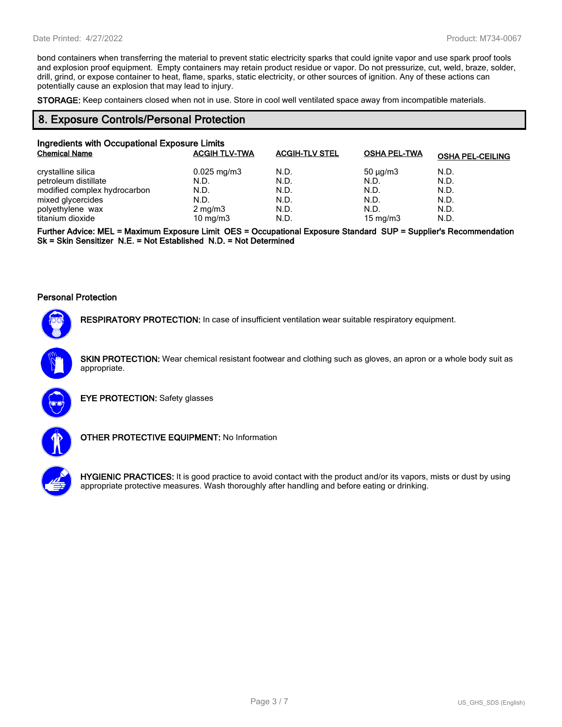bond containers when transferring the material to prevent static electricity sparks that could ignite vapor and use spark proof tools and explosion proof equipment.  Empty containers may retain product residue or vapor. Do not pressurize, cut, weld, braze, solder, drill, grind, or expose container to heat, flame, sparks, static electricity, or other sources of ignition. Any of these actions can potentially cause an explosion that may lead to injury.

**STORAGE:** Keep containers closed when not in use. Store in cool well ventilated space away from incompatible materials.

## 8. Exposure Controls/Personal Protection

### Ingredients with Occupational Exposure Limits

| Chemical Name | ACGIH TLV-TWA | ACGIH-TLV STEL | OSHA PEL-TWA | OSHA PEL-CEILING |
|---|---|---|---|---|
| crystalline silica | 0.025 mg/m3 | N.D. | 50 µg/m3 | N.D. |
| petroleum distillate | N.D. | N.D. | N.D. | N.D. |
| modified complex hydrocarbon | N.D. | N.D. | N.D. | N.D. |
| mixed glycercides | N.D. | N.D. | N.D. | N.D. |
| polyethylene  wax | 2 mg/m3 | N.D. | N.D. | N.D. |
| titanium dioxide | 10 mg/m3 | N.D. | 15 mg/m3 | N.D. |

**Further Advice: MEL = Maximum Exposure Limit  OES = Occupational Exposure Standard  SUP = Supplier's Recommendation Sk = Skin Sensitizer  N.E. = Not Established  N.D. = Not Determined**

### Personal Protection

**RESPIRATORY PROTECTION:** In case of insufficient ventilation wear suitable respiratory equipment.

**SKIN PROTECTION:** Wear chemical resistant footwear and clothing such as gloves, an apron or a whole body suit as appropriate.

**EYE PROTECTION:** Safety glasses

**OTHER PROTECTIVE EQUIPMENT:** No Information

**HYGIENIC PRACTICES:** It is good practice to avoid contact with the product and/or its vapors, mists or dust by using appropriate protective measures. Wash thoroughly after handling and before eating or drinking.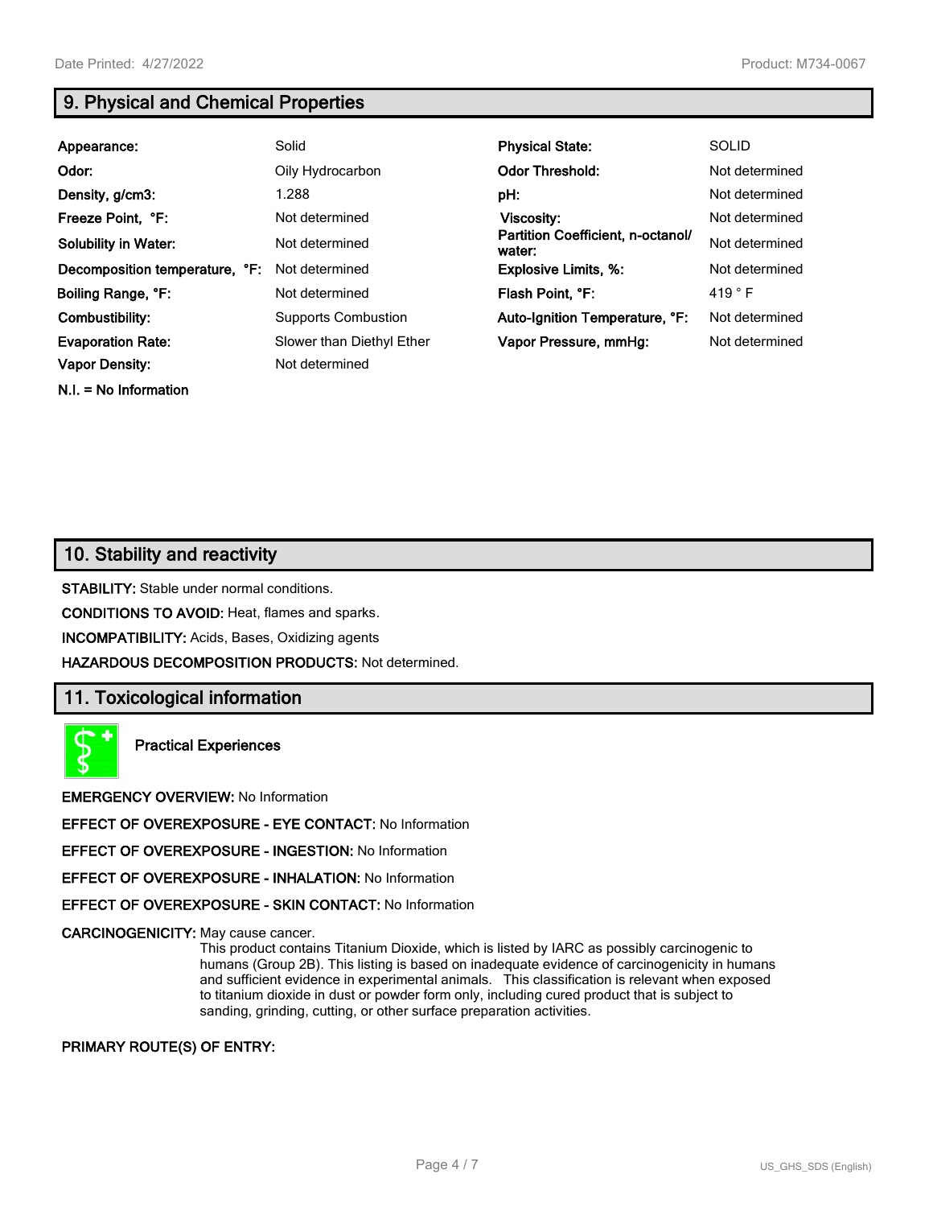## 9. Physical and Chemical Properties

| | | | |
|---|---|---|---|
| **Appearance:** | Solid | **Physical State:** | SOLID |
| **Odor:** | Oily Hydrocarbon | **Odor Threshold:** | Not determined |
| **Density, g/cm3:** | 1.288 | **pH:** | Not determined |
| **Freeze Point, °F:** | Not determined | **Viscosity:** | Not determined |
| **Solubility in Water:** | Not determined | **Partition Coefficient, n-octanol/ water:** | Not determined |
| **Decomposition temperature, °F:** | Not determined | **Explosive Limits, %:** | Not determined |
| **Boiling Range, °F:** | Not determined | **Flash Point, °F:** | 419 ° F |
| **Combustibility:** | Supports Combustion | **Auto-Ignition Temperature, °F:** | Not determined |
| **Evaporation Rate:** | Slower than Diethyl Ether | **Vapor Pressure, mmHg:** | Not determined |
| **Vapor Density:** | Not determined | | |

**N.I. = No Information**

## 10. Stability and reactivity

**STABILITY:** Stable under normal conditions.

**CONDITIONS TO AVOID:** Heat, flames and sparks.

**INCOMPATIBILITY:** Acids, Bases, Oxidizing agents

**HAZARDOUS DECOMPOSITION PRODUCTS:** Not determined.

## 11. Toxicological information

**Practical Experiences**

**EMERGENCY OVERVIEW:** No Information

**EFFECT OF OVEREXPOSURE - EYE CONTACT:** No Information

**EFFECT OF OVEREXPOSURE - INGESTION:** No Information

**EFFECT OF OVEREXPOSURE - INHALATION:** No Information

**EFFECT OF OVEREXPOSURE - SKIN CONTACT:** No Information

**CARCINOGENICITY:** May cause cancer.
This product contains Titanium Dioxide, which is listed by IARC as possibly carcinogenic to humans (Group 2B). This listing is based on inadequate evidence of carcinogenicity in humans and sufficient evidence in experimental animals. This classification is relevant when exposed to titanium dioxide in dust or powder form only, including cured product that is subject to sanding, grinding, cutting, or other surface preparation activities.

**PRIMARY ROUTE(S) OF ENTRY:**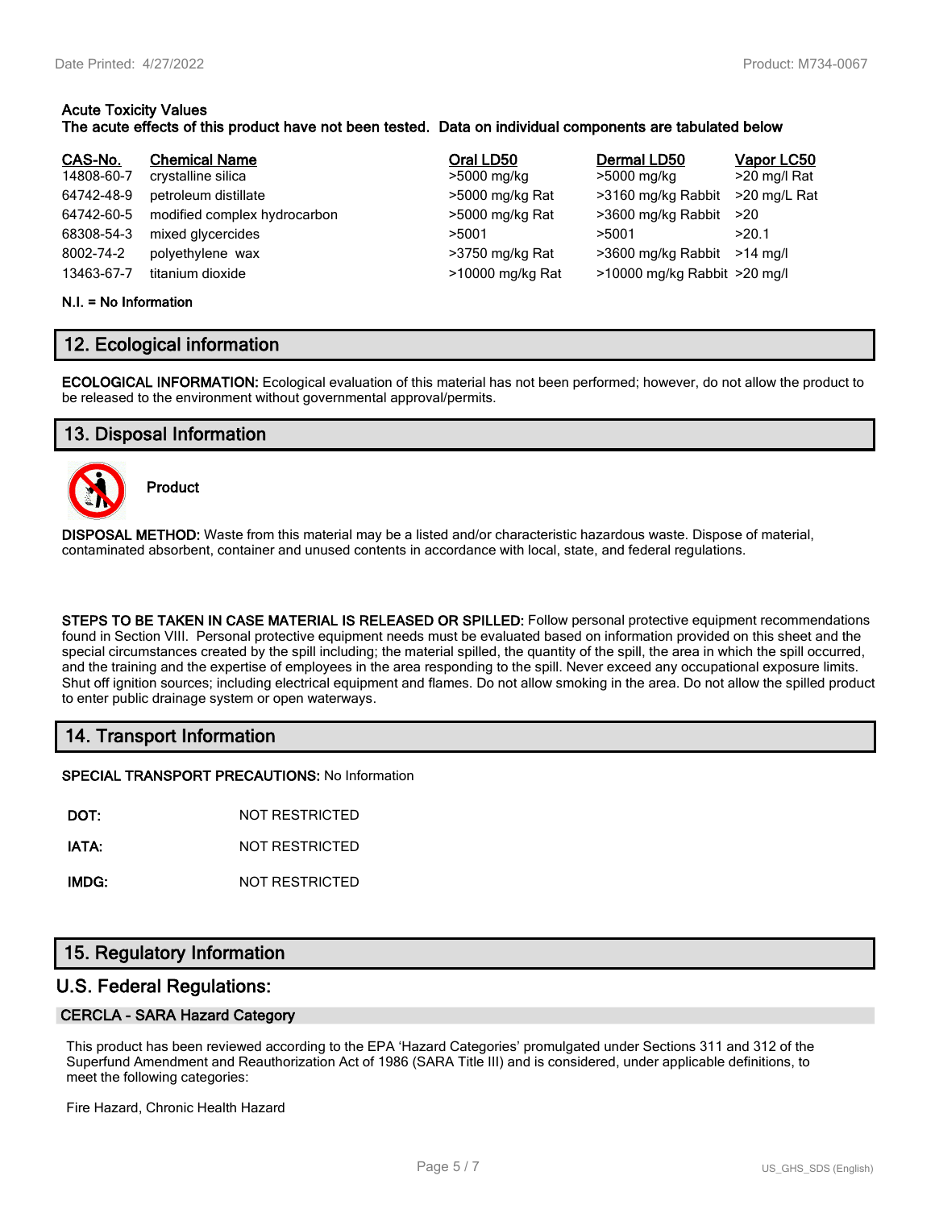**Acute Toxicity Values**
**The acute effects of this product have not been tested. Data on individual components are tabulated below**

| CAS-No. | Chemical Name | Oral LD50 | Dermal LD50 | Vapor LC50 |
| --- | --- | --- | --- | --- |
| 14808-60-7 | crystalline silica | >5000 mg/kg | >5000 mg/kg | >20 mg/l Rat |
| 64742-48-9 | petroleum distillate | >5000 mg/kg Rat | >3160 mg/kg Rabbit | >20 mg/L Rat |
| 64742-60-5 | modified complex hydrocarbon | >5000 mg/kg Rat | >3600 mg/kg Rabbit | >20 |
| 68308-54-3 | mixed glycercides | >5001 | >5001 | >20.1 |
| 8002-74-2 | polyethylene wax | >3750 mg/kg Rat | >3600 mg/kg Rabbit | >14 mg/l |
| 13463-67-7 | titanium dioxide | >10000 mg/kg Rat | >10000 mg/kg Rabbit | >20 mg/l |

**N.I. = No Information**

## 12. Ecological information

**ECOLOGICAL INFORMATION:** Ecological evaluation of this material has not been performed; however, do not allow the product to be released to the environment without governmental approval/permits.

## 13. Disposal Information

**Product**

**DISPOSAL METHOD:** Waste from this material may be a listed and/or characteristic hazardous waste. Dispose of material, contaminated absorbent, container and unused contents in accordance with local, state, and federal regulations.

**STEPS TO BE TAKEN IN CASE MATERIAL IS RELEASED OR SPILLED:** Follow personal protective equipment recommendations found in Section VIII. Personal protective equipment needs must be evaluated based on information provided on this sheet and the special circumstances created by the spill including; the material spilled, the quantity of the spill, the area in which the spill occurred, and the training and the expertise of employees in the area responding to the spill. Never exceed any occupational exposure limits. Shut off ignition sources; including electrical equipment and flames. Do not allow smoking in the area. Do not allow the spilled product to enter public drainage system or open waterways.

## 14. Transport Information

**SPECIAL TRANSPORT PRECAUTIONS:** No Information

**DOT:** NOT RESTRICTED

**IATA:** NOT RESTRICTED

**IMDG:** NOT RESTRICTED

## 15. Regulatory Information

## U.S. Federal Regulations:

### CERCLA - SARA Hazard Category

This product has been reviewed according to the EPA 'Hazard Categories' promulgated under Sections 311 and 312 of the Superfund Amendment and Reauthorization Act of 1986 (SARA Title III) and is considered, under applicable definitions, to meet the following categories:

Fire Hazard, Chronic Health Hazard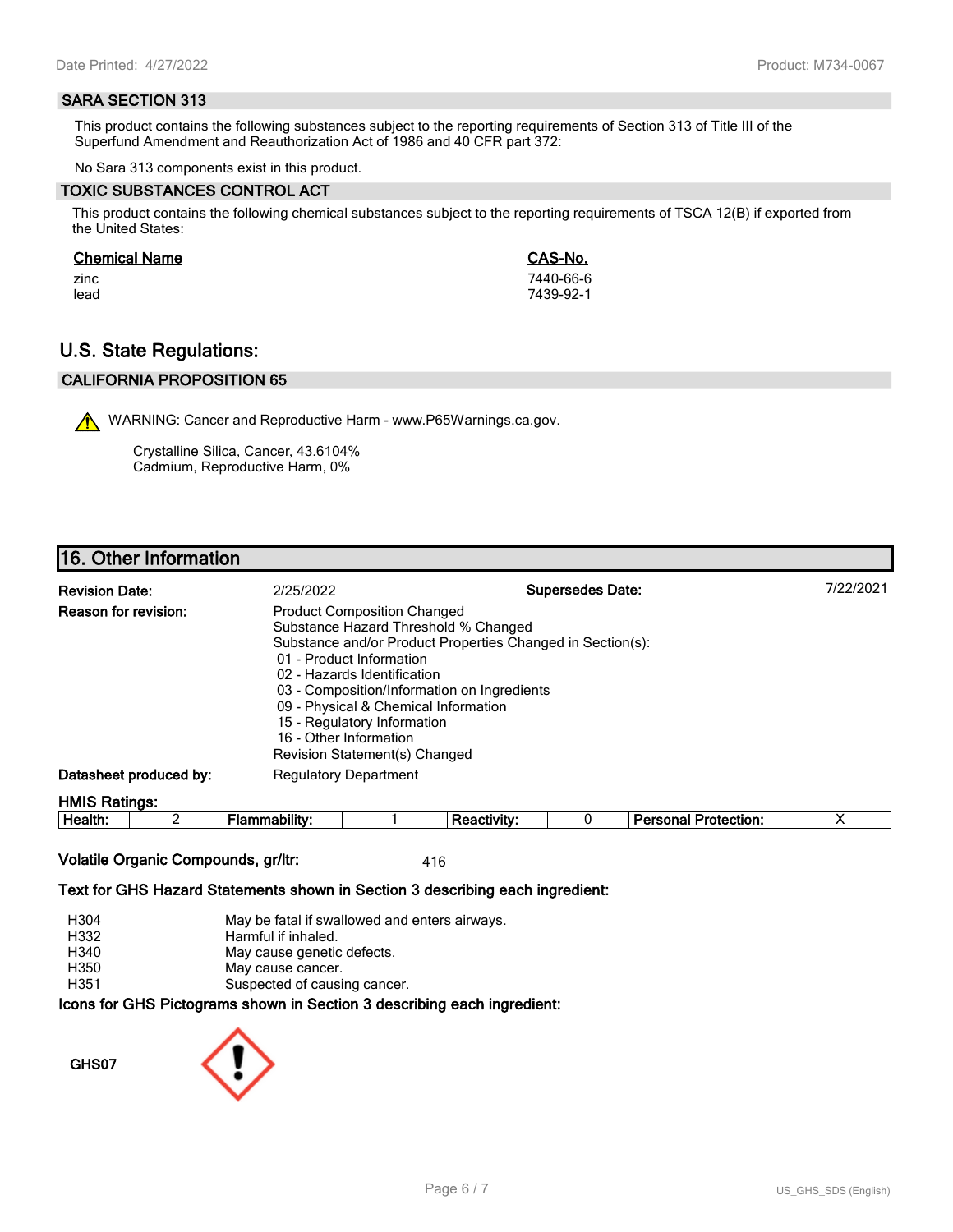## SARA SECTION 313

This product contains the following substances subject to the reporting requirements of Section 313 of Title III of the Superfund Amendment and Reauthorization Act of 1986 and 40 CFR part 372:

No Sara 313 components exist in this product.

## TOXIC SUBSTANCES CONTROL ACT

This product contains the following chemical substances subject to the reporting requirements of TSCA 12(B) if exported from the United States:

| Chemical Name | CAS-No. |
|---|---|
| zinc | 7440-66-6 |
| lead | 7439-92-1 |

# U.S. State Regulations:

## CALIFORNIA PROPOSITION 65

⚠ WARNING: Cancer and Reproductive Harm - www.P65Warnings.ca.gov.

Crystalline Silica, Cancer, 43.6104%
Cadmium, Reproductive Harm, 0%

# 16. Other Information

**Revision Date:** 2/25/2022 **Supersedes Date:** 7/22/2021

**Reason for revision:**
Product Composition Changed
Substance Hazard Threshold % Changed
Substance and/or Product Properties Changed in Section(s):
- 01 - Product Information
- 02 - Hazards Identification
- 03 - Composition/Information on Ingredients
- 09 - Physical & Chemical Information
- 15 - Regulatory Information
- 16 - Other Information

Revision Statement(s) Changed

**Datasheet produced by:** Regulatory Department

**HMIS Ratings:**

| Health: | 2 | Flammability: | 1 | Reactivity: | 0 | Personal Protection: | X |
|---|---|---|---|---|---|---|---|

**Volatile Organic Compounds, gr/ltr:** 416

**Text for GHS Hazard Statements shown in Section 3 describing each ingredient:**

| | |
|---|---|
| H304 | May be fatal if swallowed and enters airways. |
| H332 | Harmful if inhaled. |
| H340 | May cause genetic defects. |
| H350 | May cause cancer. |
| H351 | Suspected of causing cancer. |

**Icons for GHS Pictograms shown in Section 3 describing each ingredient:**

GHS07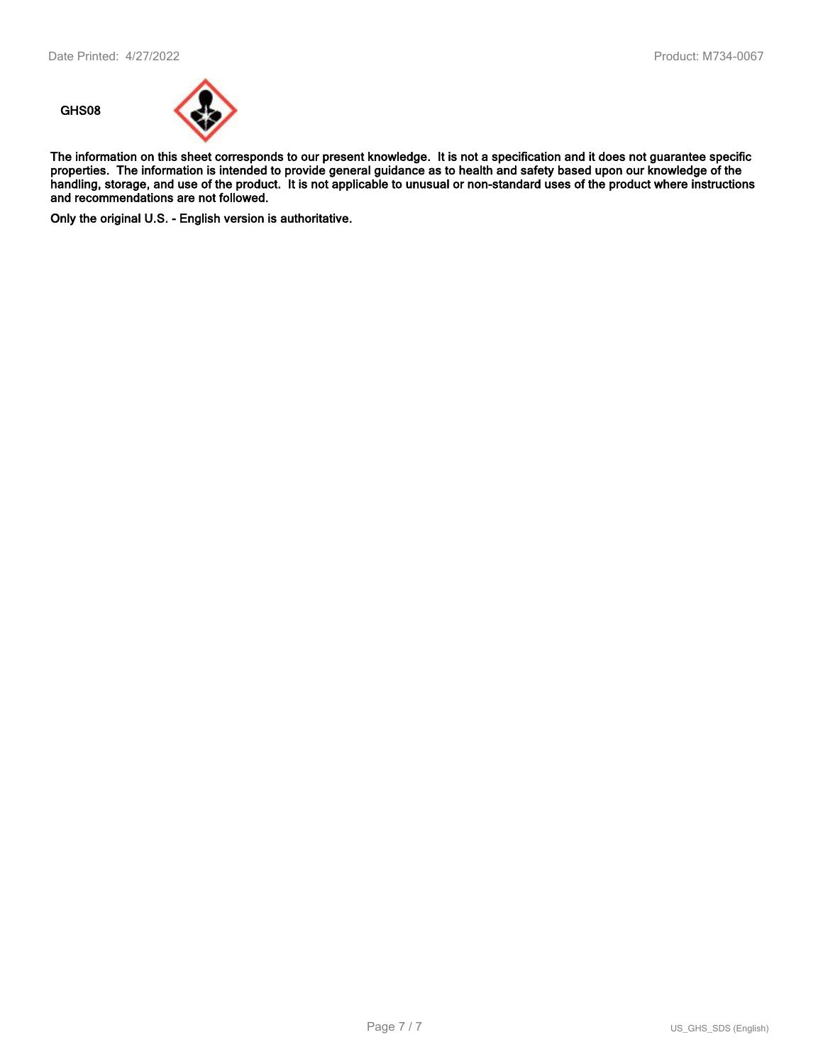GHS08

**The information on this sheet corresponds to our present knowledge. It is not a specification and it does not guarantee specific properties. The information is intended to provide general guidance as to health and safety based upon our knowledge of the handling, storage, and use of the product. It is not applicable to unusual or non-standard uses of the product where instructions and recommendations are not followed.**

**Only the original U.S. - English version is authoritative.**